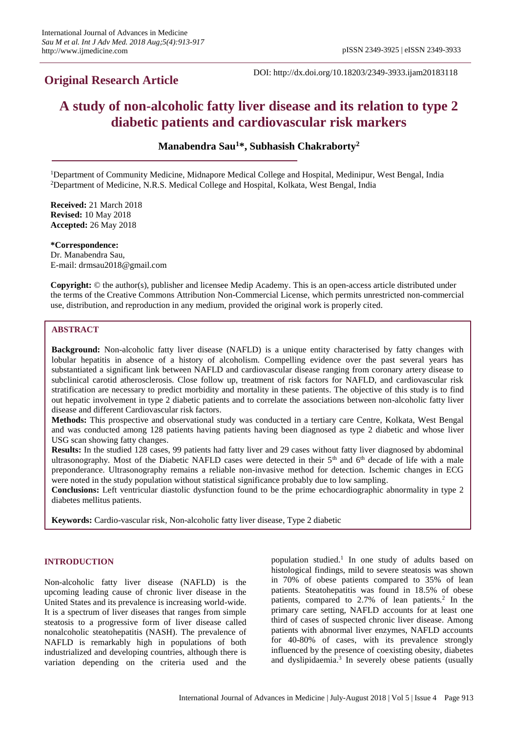## Original Research Article

DOI: http://dx.doi.org/10.18203/2349-3933.ijam20183118

# A study of non-alcoholic fatty liver disease and its relation to type 2 diabetic patients and cardiovascular risk markers

**Manabendra Sau[1]*, Subhasish Chakraborty[2]**

[1]Department of Community Medicine, Midnapore Medical College and Hospital, Medinipur, West Bengal, India
[2]Department of Medicine, N.R.S. Medical College and Hospital, Kolkata, West Bengal, India

**Received:** 21 March 2018
**Revised:** 10 May 2018
**Accepted:** 26 May 2018

**\*Correspondence:**
Dr. Manabendra Sau,
E-mail: drmsau2018@gmail.com

**Copyright:** © the author(s), publisher and licensee Medip Academy. This is an open-access article distributed under the terms of the Creative Commons Attribution Non-Commercial License, which permits unrestricted non-commercial use, distribution, and reproduction in any medium, provided the original work is properly cited.

## ABSTRACT

**Background:** Non-alcoholic fatty liver disease (NAFLD) is a unique entity characterised by fatty changes with lobular hepatitis in absence of a history of alcoholism. Compelling evidence over the past several years has substantiated a significant link between NAFLD and cardiovascular disease ranging from coronary artery disease to subclinical carotid atherosclerosis. Close follow up, treatment of risk factors for NAFLD, and cardiovascular risk stratification are necessary to predict morbidity and mortality in these patients. The objective of this study is to find out hepatic involvement in type 2 diabetic patients and to correlate the associations between non-alcoholic fatty liver disease and different Cardiovascular risk factors.

**Methods:** This prospective and observational study was conducted in a tertiary care Centre, Kolkata, West Bengal and was conducted among 128 patients having patients having been diagnosed as type 2 diabetic and whose liver USG scan showing fatty changes.

**Results:** In the studied 128 cases, 99 patients had fatty liver and 29 cases without fatty liver diagnosed by abdominal ultrasonography. Most of the Diabetic NAFLD cases were detected in their 5th and 6th decade of life with a male preponderance. Ultrasonography remains a reliable non-invasive method for detection. Ischemic changes in ECG were noted in the study population without statistical significance probably due to low sampling.

**Conclusions:** Left ventricular diastolic dysfunction found to be the prime echocardiographic abnormality in type 2 diabetes mellitus patients.

**Keywords:** Cardio-vascular risk, Non-alcoholic fatty liver disease, Type 2 diabetic

## INTRODUCTION

Non-alcoholic fatty liver disease (NAFLD) is the upcoming leading cause of chronic liver disease in the United States and its prevalence is increasing world-wide. It is a spectrum of liver diseases that ranges from simple steatosis to a progressive form of liver disease called nonalcoholic steatohepatitis (NASH). The prevalence of NAFLD is remarkably high in populations of both industrialized and developing countries, although there is variation depending on the criteria used and the population studied.[1] In one study of adults based on histological findings, mild to severe steatosis was shown in 70% of obese patients compared to 35% of lean patients. Steatohepatitis was found in 18.5% of obese patients, compared to 2.7% of lean patients.[2] In the primary care setting, NAFLD accounts for at least one third of cases of suspected chronic liver disease. Among patients with abnormal liver enzymes, NAFLD accounts for 40-80% of cases, with its prevalence strongly influenced by the presence of coexisting obesity, diabetes and dyslipidaemia.[3] In severely obese patients (usually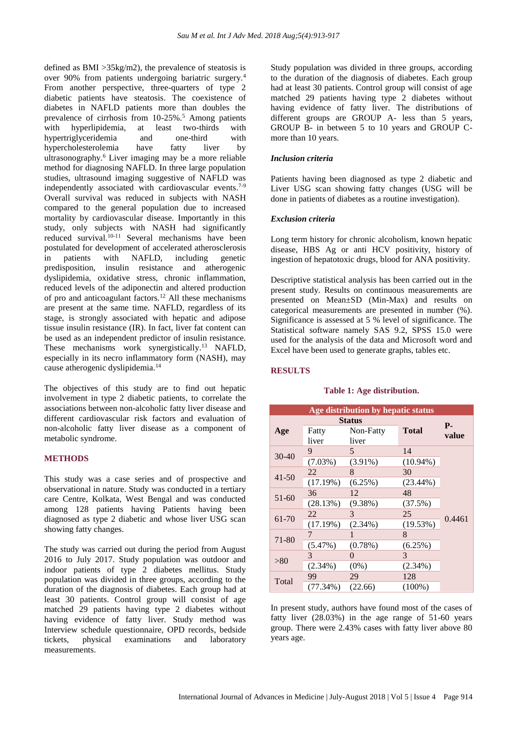defined as BMI >35kg/m2), the prevalence of steatosis is over 90% from patients undergoing bariatric surgery.[4] From another perspective, three-quarters of type 2 diabetic patients have steatosis. The coexistence of diabetes in NAFLD patients more than doubles the prevalence of cirrhosis from 10-25%.[5] Among patients with hyperlipidemia, at least two-thirds with hypertriglyceridemia and one-third with hypercholesterolemia have fatty liver by ultrasonography.[6] Liver imaging may be a more reliable method for diagnosing NAFLD. In three large population studies, ultrasound imaging suggestive of NAFLD was independently associated with cardiovascular events.[7-9] Overall survival was reduced in subjects with NASH compared to the general population due to increased mortality by cardiovascular disease. Importantly in this study, only subjects with NASH had significantly reduced survival.[10-11] Several mechanisms have been postulated for development of accelerated atherosclerosis in patients with NAFLD, including genetic predisposition, insulin resistance and atherogenic dyslipidemia, oxidative stress, chronic inflammation, reduced levels of the adiponectin and altered production of pro and anticoagulant factors.[12] All these mechanisms are present at the same time. NAFLD, regardless of its stage, is strongly associated with hepatic and adipose tissue insulin resistance (IR). In fact, liver fat content can be used as an independent predictor of insulin resistance. These mechanisms work synergistically.[13] NAFLD, especially in its necro inflammatory form (NASH), may cause atherogenic dyslipidemia.[14]

The objectives of this study are to find out hepatic involvement in type 2 diabetic patients, to correlate the associations between non-alcoholic fatty liver disease and different cardiovascular risk factors and evaluation of non-alcoholic fatty liver disease as a component of metabolic syndrome.

## METHODS

This study was a case series and of prospective and observational in nature. Study was conducted in a tertiary care Centre, Kolkata, West Bengal and was conducted among 128 patients having Patients having been diagnosed as type 2 diabetic and whose liver USG scan showing fatty changes.

The study was carried out during the period from August 2016 to July 2017. Study population was outdoor and indoor patients of type 2 diabetes mellitus. Study population was divided in three groups, according to the duration of the diagnosis of diabetes. Each group had at least 30 patients. Control group will consist of age matched 29 patients having type 2 diabetes without having evidence of fatty liver. Study method was Interview schedule questionnaire, OPD records, bedside tickets, physical examinations and laboratory measurements.

Study population was divided in three groups, according to the duration of the diagnosis of diabetes. Each group had at least 30 patients. Control group will consist of age matched 29 patients having type 2 diabetes without having evidence of fatty liver. The distributions of different groups are GROUP A- less than 5 years, GROUP B- in between 5 to 10 years and GROUP C- more than 10 years.

### *Inclusion criteria*

Patients having been diagnosed as type 2 diabetic and Liver USG scan showing fatty changes (USG will be done in patients of diabetes as a routine investigation).

### *Exclusion criteria*

Long term history for chronic alcoholism, known hepatic disease, HBS Ag or anti HCV positivity, history of ingestion of hepatotoxic drugs, blood for ANA positivity.

Descriptive statistical analysis has been carried out in the present study. Results on continuous measurements are presented on Mean±SD (Min-Max) and results on categorical measurements are presented in number (%). Significance is assessed at 5 % level of significance. The Statistical software namely SAS 9.2, SPSS 15.0 were used for the analysis of the data and Microsoft word and Excel have been used to generate graphs, tables etc.

## RESULTS

**Table 1: Age distribution.**

| Age distribution by hepatic status | | | | |
|---|---|---|---|---|
| Age | Status | | Total | P-value |
| | Fatty liver | Non-Fatty liver | | |
| 30-40 | 9 (7.03%) | 5 (3.91%) | 14 (10.94%) | 0.4461 |
| 41-50 | 22 (17.19%) | 8 (6.25%) | 30 (23.44%) | |
| 51-60 | 36 (28.13%) | 12 (9.38%) | 48 (37.5%) | |
| 61-70 | 22 (17.19%) | 3 (2.34%) | 25 (19.53%) | |
| 71-80 | 7 (5.47%) | 1 (0.78%) | 8 (6.25%) | |
| >80 | 3 (2.34%) | 0 (0%) | 3 (2.34%) | |
| Total | 99 (77.34%) | 29 (22.66) | 128 (100%) | |

In present study, authors have found most of the cases of fatty liver (28.03%) in the age range of 51-60 years group. There were 2.43% cases with fatty liver above 80 years age.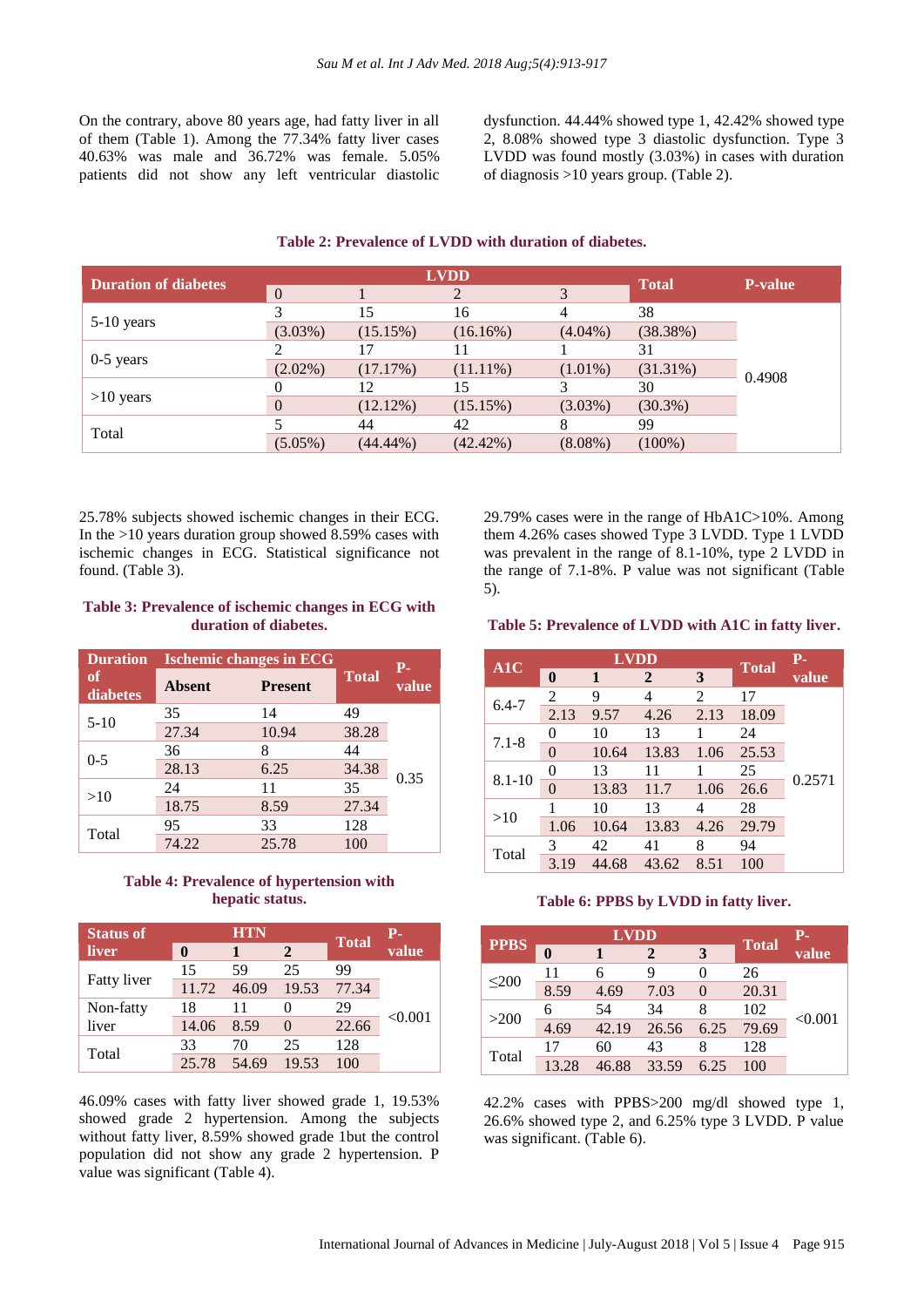On the contrary, above 80 years age, had fatty liver in all of them (Table 1). Among the 77.34% fatty liver cases 40.63% was male and 36.72% was female. 5.05% patients did not show any left ventricular diastolic dysfunction. 44.44% showed type 1, 42.42% showed type 2, 8.08% showed type 3 diastolic dysfunction. Type 3 LVDD was found mostly (3.03%) in cases with duration of diagnosis >10 years group. (Table 2).

**Table 2: Prevalence of LVDD with duration of diabetes.**

| Duration of diabetes | LVDD | | | | Total | P-value |
|---|---|---|---|---|---|---|
| | 0 | 1 | 2 | 3 | | |
| 5-10 years | 3 | 15 | 16 | 4 | 38 | 0.4908 |
| | (3.03%) | (15.15%) | (16.16%) | (4.04%) | (38.38%) | |
| 0-5 years | 2 | 17 | 11 | 1 | 31 | |
| | (2.02%) | (17.17%) | (11.11%) | (1.01%) | (31.31%) | |
| >10 years | 0 | 12 | 15 | 3 | 30 | |
| | 0 | (12.12%) | (15.15%) | (3.03%) | (30.3%) | |
| Total | 5 | 44 | 42 | 8 | 99 | |
| | (5.05%) | (44.44%) | (42.42%) | (8.08%) | (100%) | |

25.78% subjects showed ischemic changes in their ECG. In the >10 years duration group showed 8.59% cases with ischemic changes in ECG. Statistical significance not found. (Table 3).

**Table 3: Prevalence of ischemic changes in ECG with duration of diabetes.**

| Duration of diabetes | Ischemic changes in ECG | | Total | P-value |
|---|---|---|---|---|
| | Absent | Present | | |
| 5-10 | 35 | 14 | 49 | 0.35 |
| | 27.34 | 10.94 | 38.28 | |
| 0-5 | 36 | 8 | 44 | |
| | 28.13 | 6.25 | 34.38 | |
| >10 | 24 | 11 | 35 | |
| | 18.75 | 8.59 | 27.34 | |
| Total | 95 | 33 | 128 | |
| | 74.22 | 25.78 | 100 | |

**Table 4: Prevalence of hypertension with hepatic status.**

| Status of liver | HTN | | | Total | P-value |
|---|---|---|---|---|---|
| | 0 | 1 | 2 | | |
| Fatty liver | 15 | 59 | 25 | 99 | <0.001 |
| | 11.72 | 46.09 | 19.53 | 77.34 | |
| Non-fatty liver | 18 | 11 | 0 | 29 | |
| | 14.06 | 8.59 | 0 | 22.66 | |
| Total | 33 | 70 | 25 | 128 | |
| | 25.78 | 54.69 | 19.53 | 100 | |

46.09% cases with fatty liver showed grade 1, 19.53% showed grade 2 hypertension. Among the subjects without fatty liver, 8.59% showed grade 1but the control population did not show any grade 2 hypertension. P value was significant (Table 4).

29.79% cases were in the range of HbA1C>10%. Among them 4.26% cases showed Type 3 LVDD. Type 1 LVDD was prevalent in the range of 8.1-10%, type 2 LVDD in the range of 7.1-8%. P value was not significant (Table 5).

**Table 5: Prevalence of LVDD with A1C in fatty liver.**

| A1C | LVDD | | | | Total | P-value |
|---|---|---|---|---|---|---|
| | 0 | 1 | 2 | 3 | | |
| 6.4-7 | 2 | 9 | 4 | 2 | 17 | 0.2571 |
| | 2.13 | 9.57 | 4.26 | 2.13 | 18.09 | |
| 7.1-8 | 0 | 10 | 13 | 1 | 24 | |
| | 0 | 10.64 | 13.83 | 1.06 | 25.53 | |
| 8.1-10 | 0 | 13 | 11 | 1 | 25 | |
| | 0 | 13.83 | 11.7 | 1.06 | 26.6 | |
| >10 | 1 | 10 | 13 | 4 | 28 | |
| | 1.06 | 10.64 | 13.83 | 4.26 | 29.79 | |
| Total | 3 | 42 | 41 | 8 | 94 | |
| | 3.19 | 44.68 | 43.62 | 8.51 | 100 | |

**Table 6: PPBS by LVDD in fatty liver.**

| PPBS | LVDD | | | | Total | P-value |
|---|---|---|---|---|---|---|
| | 0 | 1 | 2 | 3 | | |
| ≤200 | 11 | 6 | 9 | 0 | 26 | <0.001 |
| | 8.59 | 4.69 | 7.03 | 0 | 20.31 | |
| >200 | 6 | 54 | 34 | 8 | 102 | |
| | 4.69 | 42.19 | 26.56 | 6.25 | 79.69 | |
| Total | 17 | 60 | 43 | 8 | 128 | |
| | 13.28 | 46.88 | 33.59 | 6.25 | 100 | |

42.2% cases with PPBS>200 mg/dl showed type 1, 26.6% showed type 2, and 6.25% type 3 LVDD. P value was significant. (Table 6).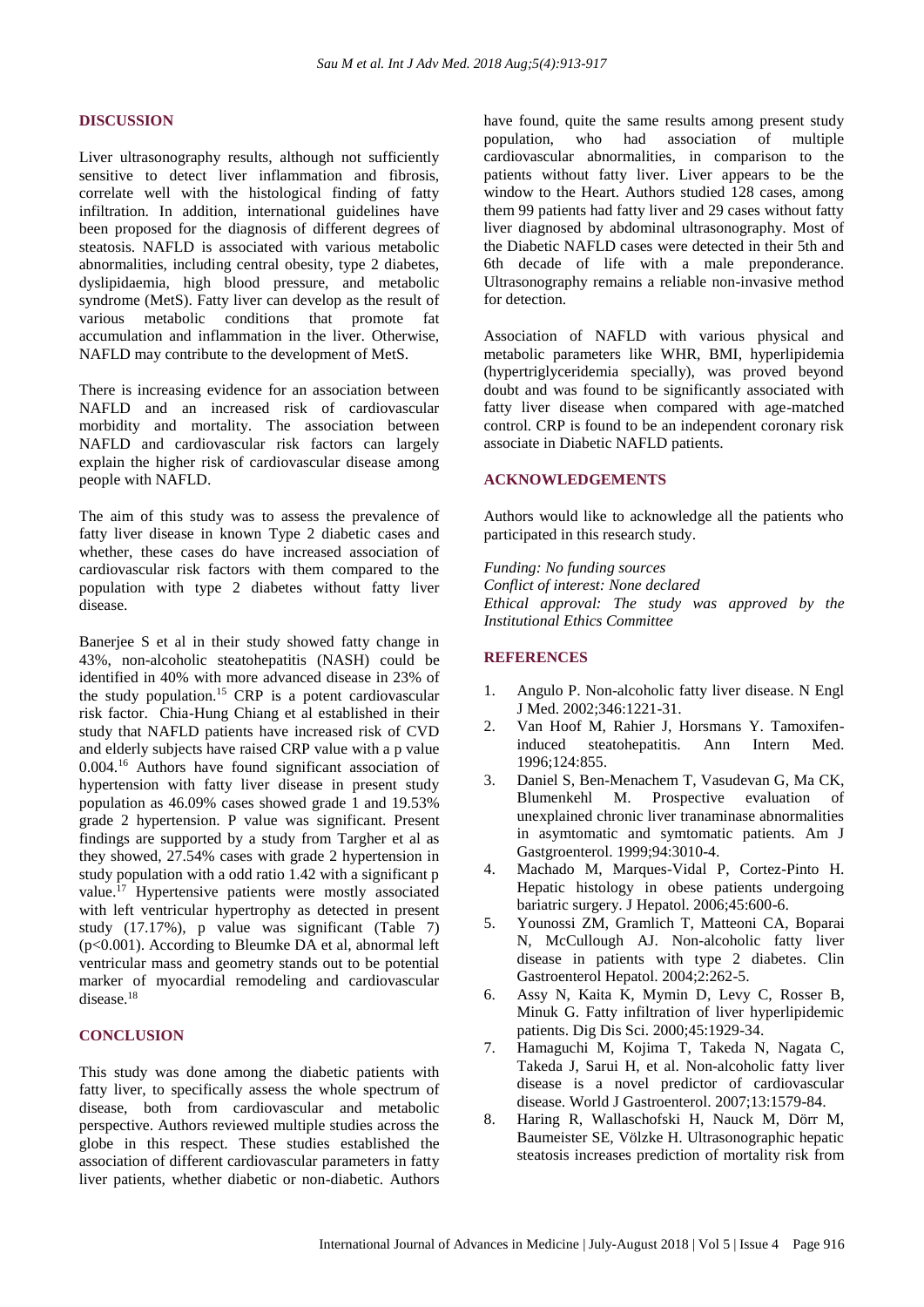## DISCUSSION

Liver ultrasonography results, although not sufficiently sensitive to detect liver inflammation and fibrosis, correlate well with the histological finding of fatty infiltration. In addition, international guidelines have been proposed for the diagnosis of different degrees of steatosis. NAFLD is associated with various metabolic abnormalities, including central obesity, type 2 diabetes, dyslipidaemia, high blood pressure, and metabolic syndrome (MetS). Fatty liver can develop as the result of various metabolic conditions that promote fat accumulation and inflammation in the liver. Otherwise, NAFLD may contribute to the development of MetS.

There is increasing evidence for an association between NAFLD and an increased risk of cardiovascular morbidity and mortality. The association between NAFLD and cardiovascular risk factors can largely explain the higher risk of cardiovascular disease among people with NAFLD.

The aim of this study was to assess the prevalence of fatty liver disease in known Type 2 diabetic cases and whether, these cases do have increased association of cardiovascular risk factors with them compared to the population with type 2 diabetes without fatty liver disease.

Banerjee S et al in their study showed fatty change in 43%, non-alcoholic steatohepatitis (NASH) could be identified in 40% with more advanced disease in 23% of the study population.[15] CRP is a potent cardiovascular risk factor. Chia-Hung Chiang et al established in their study that NAFLD patients have increased risk of CVD and elderly subjects have raised CRP value with a p value 0.004.[16] Authors have found significant association of hypertension with fatty liver disease in present study population as 46.09% cases showed grade 1 and 19.53% grade 2 hypertension. P value was significant. Present findings are supported by a study from Targher et al as they showed, 27.54% cases with grade 2 hypertension in study population with a odd ratio 1.42 with a significant p value.[17] Hypertensive patients were mostly associated with left ventricular hypertrophy as detected in present study (17.17%), p value was significant (Table 7) ($p<0.001$). According to Bleumke DA et al, abnormal left ventricular mass and geometry stands out to be potential marker of myocardial remodeling and cardiovascular disease.[18]

## CONCLUSION

This study was done among the diabetic patients with fatty liver, to specifically assess the whole spectrum of disease, both from cardiovascular and metabolic perspective. Authors reviewed multiple studies across the globe in this respect. These studies established the association of different cardiovascular parameters in fatty liver patients, whether diabetic or non-diabetic. Authors have found, quite the same results among present study population, who had association of multiple cardiovascular abnormalities, in comparison to the patients without fatty liver. Liver appears to be the window to the Heart. Authors studied 128 cases, among them 99 patients had fatty liver and 29 cases without fatty liver diagnosed by abdominal ultrasonography. Most of the Diabetic NAFLD cases were detected in their 5th and 6th decade of life with a male preponderance. Ultrasonography remains a reliable non-invasive method for detection.

Association of NAFLD with various physical and metabolic parameters like WHR, BMI, hyperlipidemia (hypertriglyceridemia specially), was proved beyond doubt and was found to be significantly associated with fatty liver disease when compared with age-matched control. CRP is found to be an independent coronary risk associate in Diabetic NAFLD patients.

## ACKNOWLEDGEMENTS

Authors would like to acknowledge all the patients who participated in this research study.

*Funding: No funding sources*
*Conflict of interest: None declared*
*Ethical approval: The study was approved by the Institutional Ethics Committee*

## REFERENCES

1. Angulo P. Non-alcoholic fatty liver disease. N Engl J Med. 2002;346:1221-31.
2. Van Hoof M, Rahier J, Horsmans Y. Tamoxifen-induced steatohepatitis. Ann Intern Med. 1996;124:855.
3. Daniel S, Ben-Menachem T, Vasudevan G, Ma CK, Blumenkehl M. Prospective evaluation of unexplained chronic liver tranaminase abnormalities in asymtomatic and symtomatic patients. Am J Gastgroenterol. 1999;94:3010-4.
4. Machado M, Marques-Vidal P, Cortez-Pinto H. Hepatic histology in obese patients undergoing bariatric surgery. J Hepatol. 2006;45:600-6.
5. Younossi ZM, Gramlich T, Matteoni CA, Boparai N, McCullough AJ. Non-alcoholic fatty liver disease in patients with type 2 diabetes. Clin Gastroenterol Hepatol. 2004;2:262-5.
6. Assy N, Kaita K, Mymin D, Levy C, Rosser B, Minuk G. Fatty infiltration of liver hyperlipidemic patients. Dig Dis Sci. 2000;45:1929-34.
7. Hamaguchi M, Kojima T, Takeda N, Nagata C, Takeda J, Sarui H, et al. Non-alcoholic fatty liver disease is a novel predictor of cardiovascular disease. World J Gastroenterol. 2007;13:1579-84.
8. Haring R, Wallaschofski H, Nauck M, Dörr M, Baumeister SE, Völzke H. Ultrasonographic hepatic steatosis increases prediction of mortality risk from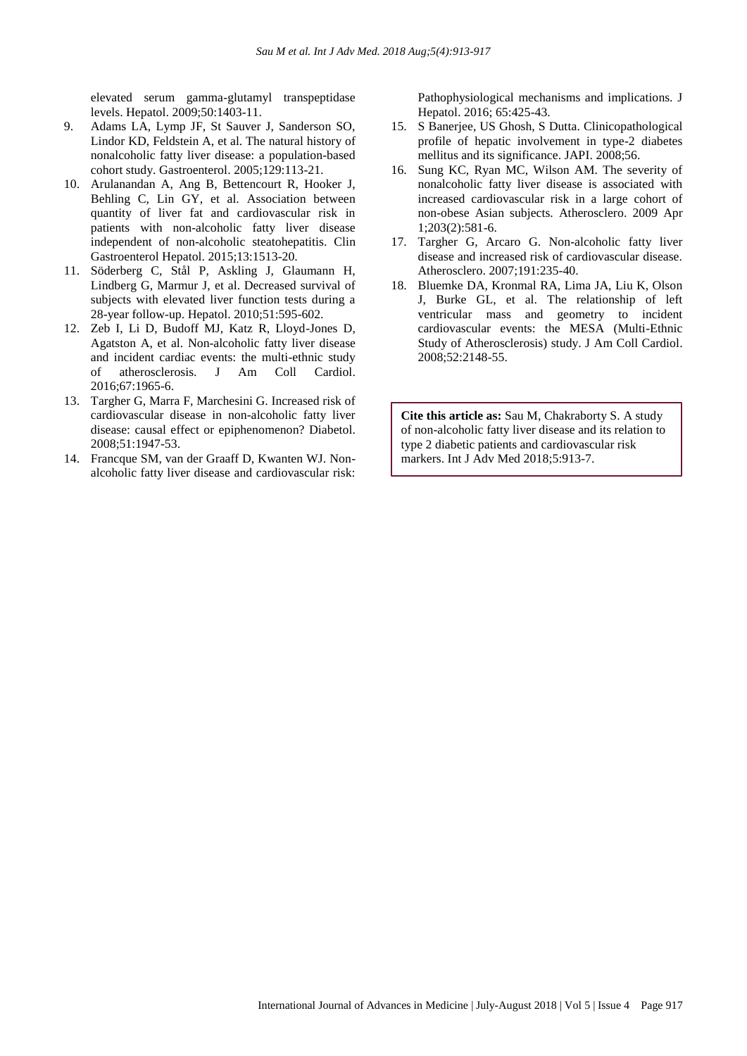elevated serum gamma-glutamyl transpeptidase levels. Hepatol. 2009;50:1403-11.

9. Adams LA, Lymp JF, St Sauver J, Sanderson SO, Lindor KD, Feldstein A, et al. The natural history of nonalcoholic fatty liver disease: a population-based cohort study. Gastroenterol. 2005;129:113-21.
10. Arulanandan A, Ang B, Bettencourt R, Hooker J, Behling C, Lin GY, et al. Association between quantity of liver fat and cardiovascular risk in patients with non-alcoholic fatty liver disease independent of non-alcoholic steatohepatitis. Clin Gastroenterol Hepatol. 2015;13:1513-20.
11. Söderberg C, Stål P, Askling J, Glaumann H, Lindberg G, Marmur J, et al. Decreased survival of subjects with elevated liver function tests during a 28-year follow-up. Hepatol. 2010;51:595-602.
12. Zeb I, Li D, Budoff MJ, Katz R, Lloyd-Jones D, Agatston A, et al. Non-alcoholic fatty liver disease and incident cardiac events: the multi-ethnic study of atherosclerosis. J Am Coll Cardiol. 2016;67:1965-6.
13. Targher G, Marra F, Marchesini G. Increased risk of cardiovascular disease in non-alcoholic fatty liver disease: causal effect or epiphenomenon? Diabetol. 2008;51:1947-53.
14. Francque SM, van der Graaff D, Kwanten WJ. Non-alcoholic fatty liver disease and cardiovascular risk: Pathophysiological mechanisms and implications. J Hepatol. 2016; 65:425-43.
15. S Banerjee, US Ghosh, S Dutta. Clinicopathological profile of hepatic involvement in type-2 diabetes mellitus and its significance. JAPI. 2008;56.
16. Sung KC, Ryan MC, Wilson AM. The severity of nonalcoholic fatty liver disease is associated with increased cardiovascular risk in a large cohort of non-obese Asian subjects. Atherosclero. 2009 Apr 1;203(2):581-6.
17. Targher G, Arcaro G. Non-alcoholic fatty liver disease and increased risk of cardiovascular disease. Atherosclero. 2007;191:235-40.
18. Bluemke DA, Kronmal RA, Lima JA, Liu K, Olson J, Burke GL, et al. The relationship of left ventricular mass and geometry to incident cardiovascular events: the MESA (Multi-Ethnic Study of Atherosclerosis) study. J Am Coll Cardiol. 2008;52:2148-55.

**Cite this article as:** Sau M, Chakraborty S. A study of non-alcoholic fatty liver disease and its relation to type 2 diabetic patients and cardiovascular risk markers. Int J Adv Med 2018;5:913-7.